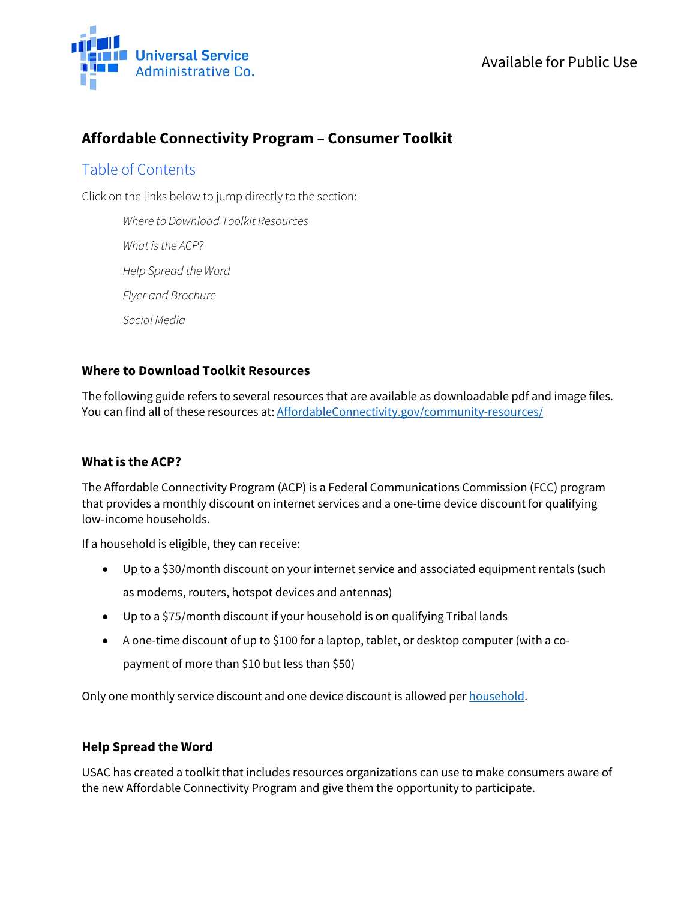Universal Service Administrative Co.

Available for Public Use

# Affordable Connectivity Program – Consumer Toolkit

## Table of Contents

Click on the links below to jump directly to the section:

*Where to Download Toolkit Resources*

*What is the ACP?*

*Help Spread the Word*

*Flyer and Brochure*

*Social Media*

### Where to Download Toolkit Resources

The following guide refers to several resources that are available as downloadable pdf and image files. You can find all of these resources at: [AffordableConnectivity.gov/community-resources/](AffordableConnectivity.gov/community-resources/)

### What is the ACP?

The Affordable Connectivity Program (ACP) is a Federal Communications Commission (FCC) program that provides a monthly discount on internet services and a one-time device discount for qualifying low-income households.

If a household is eligible, they can receive:

- Up to a $30/month discount on your internet service and associated equipment rentals (such as modems, routers, hotspot devices and antennas)
- Up to a $75/month discount if your household is on qualifying Tribal lands
- A one-time discount of up to $100 for a laptop, tablet, or desktop computer (with a co-payment of more than $10 but less than $50)

Only one monthly service discount and one device discount is allowed per household.

### Help Spread the Word

USAC has created a toolkit that includes resources organizations can use to make consumers aware of the new Affordable Connectivity Program and give them the opportunity to participate.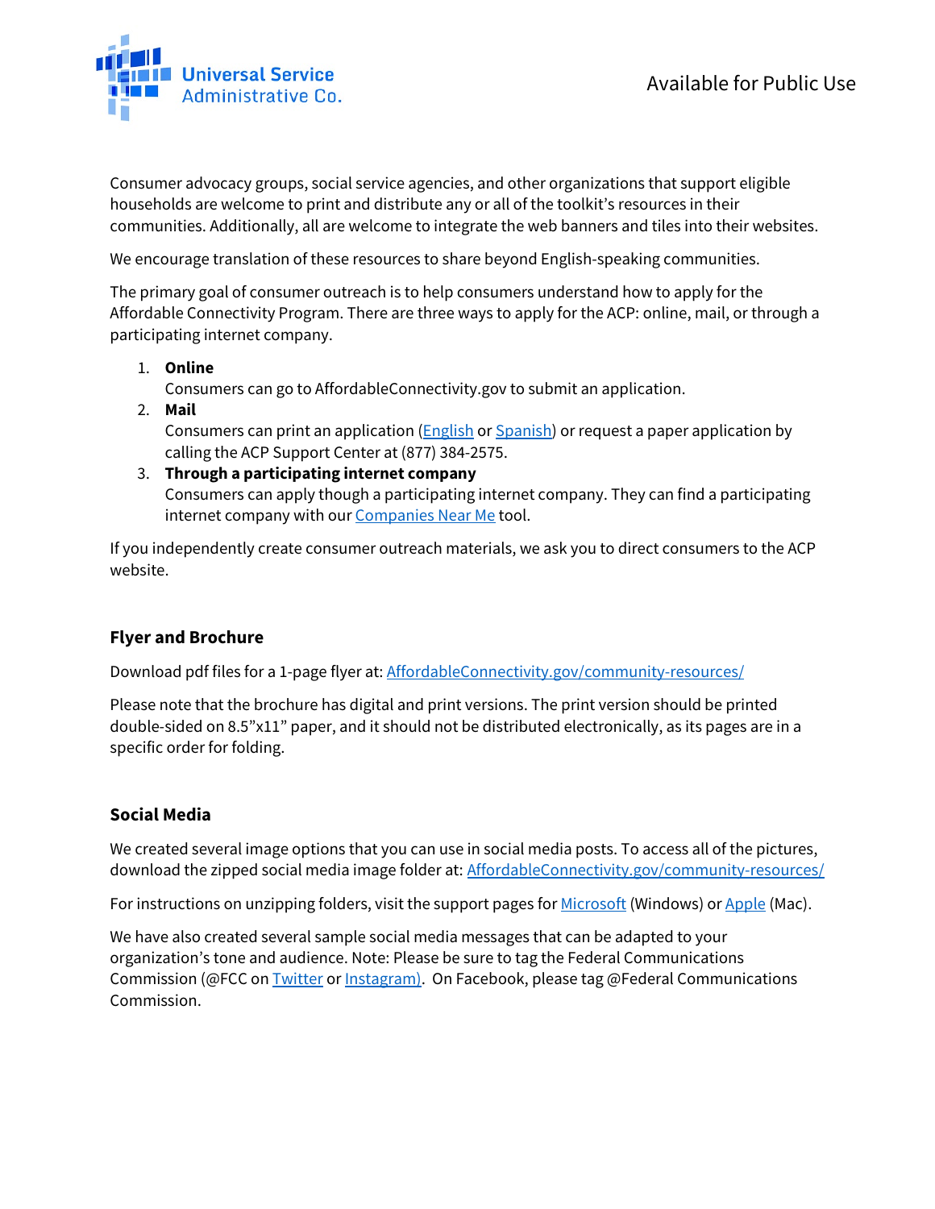Consumer advocacy groups, social service agencies, and other organizations that support eligible households are welcome to print and distribute any or all of the toolkit's resources in their communities. Additionally, all are welcome to integrate the web banners and tiles into their websites.

We encourage translation of these resources to share beyond English-speaking communities.

The primary goal of consumer outreach is to help consumers understand how to apply for the Affordable Connectivity Program. There are three ways to apply for the ACP: online, mail, or through a participating internet company.

1. **Online**
   Consumers can go to AffordableConnectivity.gov to submit an application.
2. **Mail**
   Consumers can print an application (English or Spanish) or request a paper application by calling the ACP Support Center at (877) 384-2575.
3. **Through a participating internet company**
   Consumers can apply though a participating internet company. They can find a participating internet company with our Companies Near Me tool.

If you independently create consumer outreach materials, we ask you to direct consumers to the ACP website.

## Flyer and Brochure

Download pdf files for a 1-page flyer at: AffordableConnectivity.gov/community-resources/

Please note that the brochure has digital and print versions. The print version should be printed double-sided on 8.5"x11" paper, and it should not be distributed electronically, as its pages are in a specific order for folding.

## Social Media

We created several image options that you can use in social media posts. To access all of the pictures, download the zipped social media image folder at: AffordableConnectivity.gov/community-resources/

For instructions on unzipping folders, visit the support pages for Microsoft (Windows) or Apple (Mac).

We have also created several sample social media messages that can be adapted to your organization's tone and audience. Note: Please be sure to tag the Federal Communications Commission (@FCC on Twitter or Instagram). On Facebook, please tag @Federal Communications Commission.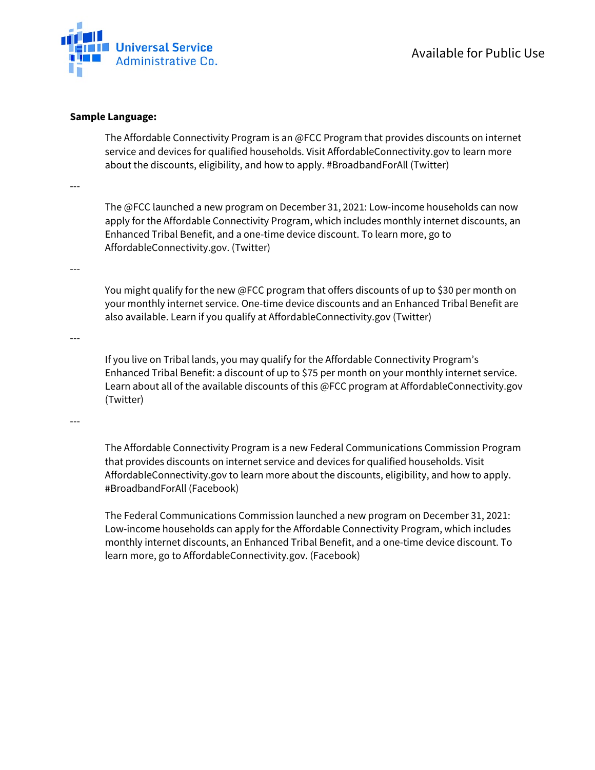**Sample Language:**

The Affordable Connectivity Program is an @FCC Program that provides discounts on internet service and devices for qualified households. Visit AffordableConnectivity.gov to learn more about the discounts, eligibility, and how to apply. #BroadbandForAll (Twitter)

---

The @FCC launched a new program on December 31, 2021: Low-income households can now apply for the Affordable Connectivity Program, which includes monthly internet discounts, an Enhanced Tribal Benefit, and a one-time device discount. To learn more, go to AffordableConnectivity.gov. (Twitter)

---

You might qualify for the new @FCC program that offers discounts of up to $30 per month on your monthly internet service. One-time device discounts and an Enhanced Tribal Benefit are also available. Learn if you qualify at AffordableConnectivity.gov (Twitter)

---

If you live on Tribal lands, you may qualify for the Affordable Connectivity Program's Enhanced Tribal Benefit: a discount of up to $75 per month on your monthly internet service. Learn about all of the available discounts of this @FCC program at AffordableConnectivity.gov (Twitter)

---

The Affordable Connectivity Program is a new Federal Communications Commission Program that provides discounts on internet service and devices for qualified households. Visit AffordableConnectivity.gov to learn more about the discounts, eligibility, and how to apply. #BroadbandForAll (Facebook)

The Federal Communications Commission launched a new program on December 31, 2021: Low-income households can apply for the Affordable Connectivity Program, which includes monthly internet discounts, an Enhanced Tribal Benefit, and a one-time device discount. To learn more, go to AffordableConnectivity.gov. (Facebook)